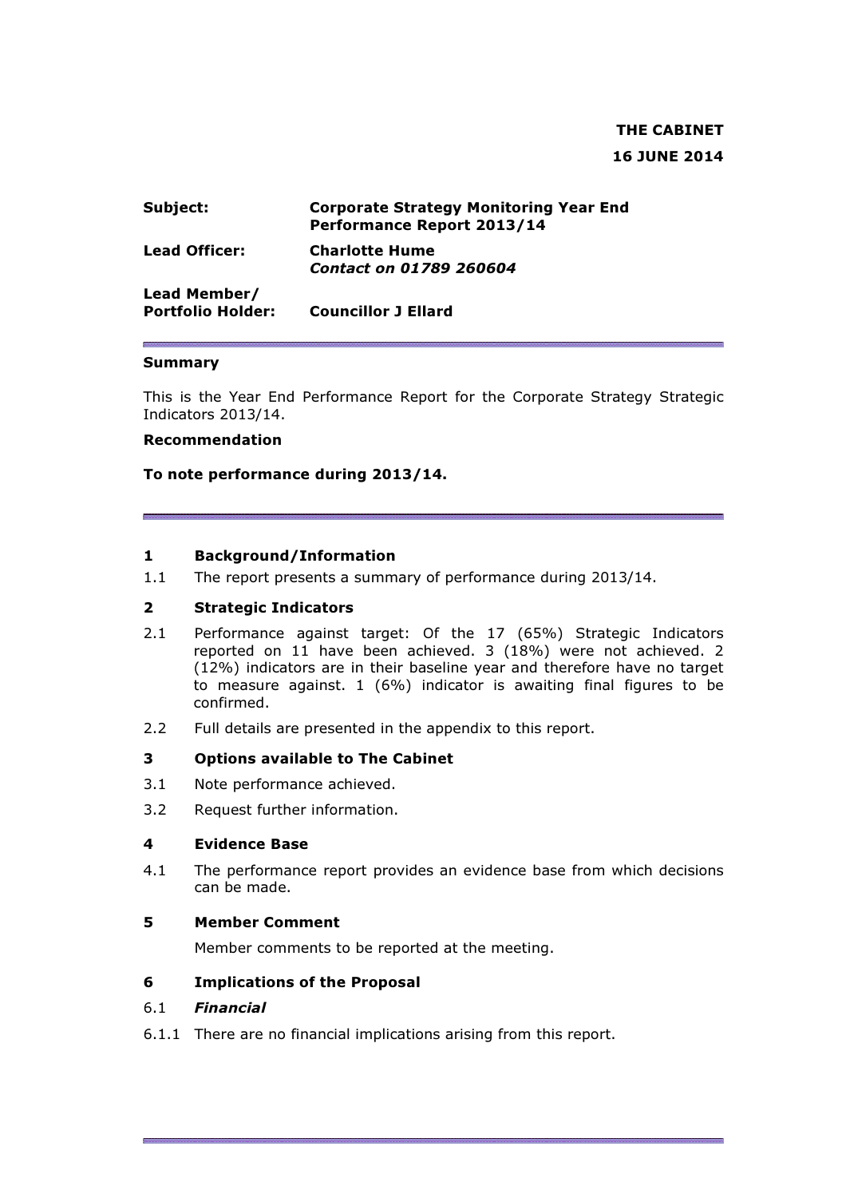**THE CABINET**

**16 JUNE 2014**

| | |
|---|---|
| **Subject:** | **Corporate Strategy Monitoring Year End Performance Report 2013/14** |
| **Lead Officer:** | **Charlotte Hume** ***Contact on 01789 260604*** |
| **Lead Member/ Portfolio Holder:** | **Councillor J Ellard** |

**Summary**

This is the Year End Performance Report for the Corporate Strategy Strategic Indicators 2013/14.

**Recommendation**

**To note performance during 2013/14.**

## 1 Background/Information

1.1 The report presents a summary of performance during 2013/14.

## 2 Strategic Indicators

2.1 Performance against target: Of the 17 (65%) Strategic Indicators reported on 11 have been achieved. 3 (18%) were not achieved. 2 (12%) indicators are in their baseline year and therefore have no target to measure against. 1 (6%) indicator is awaiting final figures to be confirmed.

2.2 Full details are presented in the appendix to this report.

## 3 Options available to The Cabinet

3.1 Note performance achieved.

3.2 Request further information.

## 4 Evidence Base

4.1 The performance report provides an evidence base from which decisions can be made.

## 5 Member Comment

Member comments to be reported at the meeting.

## 6 Implications of the Proposal

### 6.1 *Financial*

6.1.1 There are no financial implications arising from this report.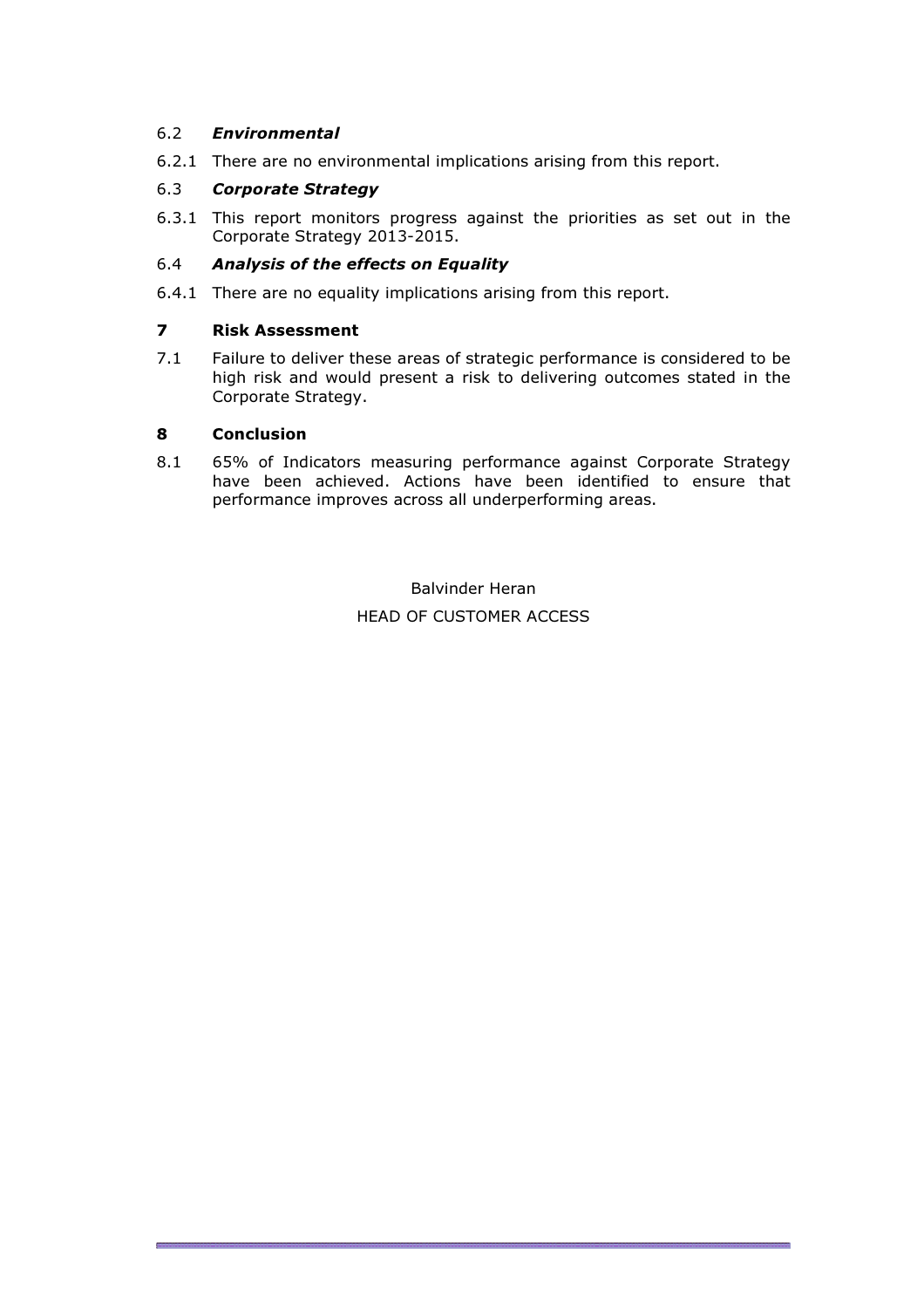### 6.2 *Environmental*

6.2.1 There are no environmental implications arising from this report.

### 6.3 *Corporate Strategy*

6.3.1 This report monitors progress against the priorities as set out in the Corporate Strategy 2013-2015.

### 6.4 *Analysis of the effects on Equality*

6.4.1 There are no equality implications arising from this report.

## 7 Risk Assessment

7.1 Failure to deliver these areas of strategic performance is considered to be high risk and would present a risk to delivering outcomes stated in the Corporate Strategy.

## 8 Conclusion

8.1 65% of Indicators measuring performance against Corporate Strategy have been achieved. Actions have been identified to ensure that performance improves across all underperforming areas.

Balvinder Heran

HEAD OF CUSTOMER ACCESS